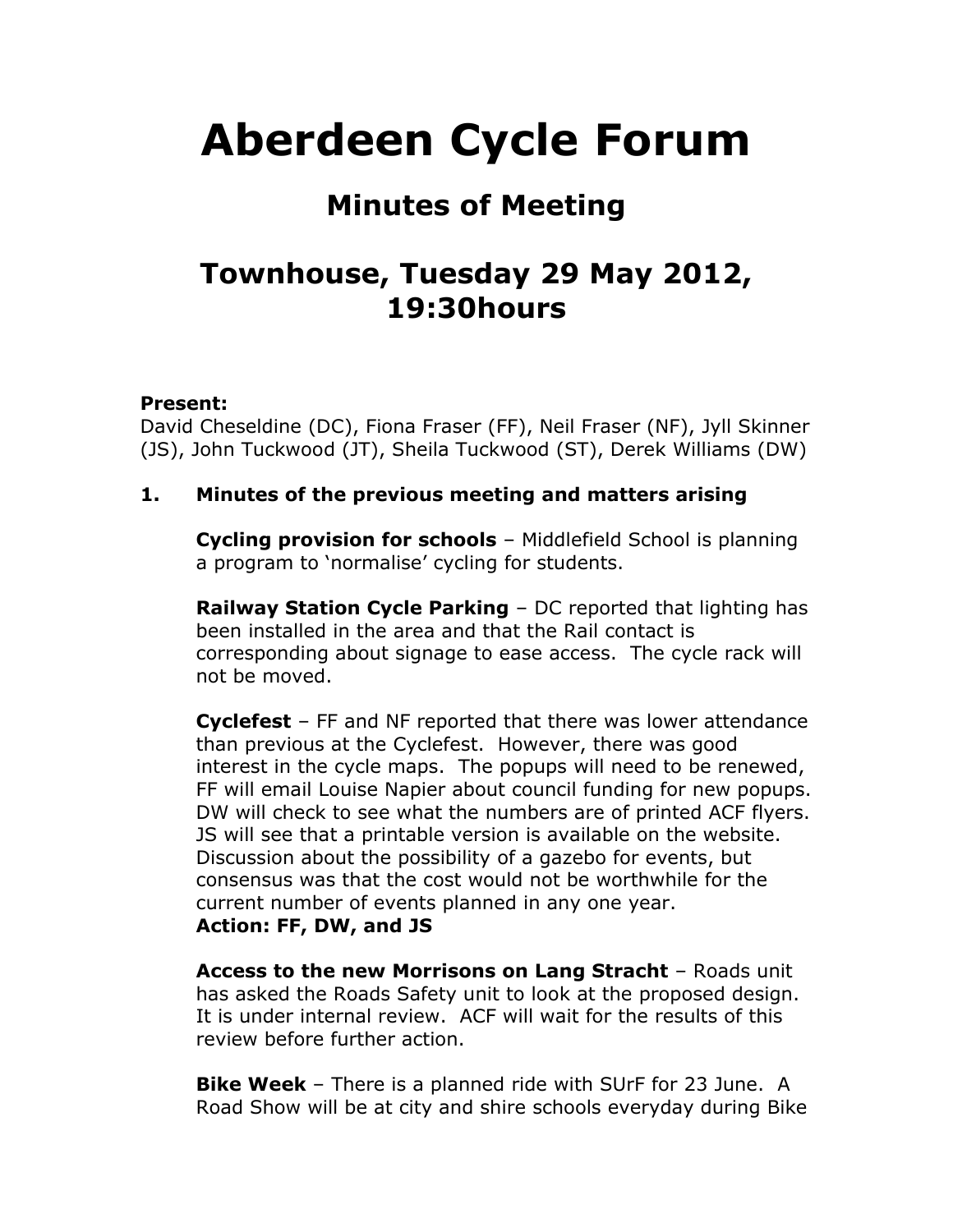# Aberdeen Cycle Forum

## Minutes of Meeting

## Townhouse, Tuesday 29 May 2012, 19:30hours

**Present:**
David Cheseldine (DC), Fiona Fraser (FF), Neil Fraser (NF), Jyll Skinner (JS), John Tuckwood (JT), Sheila Tuckwood (ST), Derek Williams (DW)

### 1. Minutes of the previous meeting and matters arising

**Cycling provision for schools** – Middlefield School is planning a program to 'normalise' cycling for students.

**Railway Station Cycle Parking** – DC reported that lighting has been installed in the area and that the Rail contact is corresponding about signage to ease access. The cycle rack will not be moved.

**Cyclefest** – FF and NF reported that there was lower attendance than previous at the Cyclefest. However, there was good interest in the cycle maps. The popups will need to be renewed, FF will email Louise Napier about council funding for new popups. DW will check to see what the numbers are of printed ACF flyers. JS will see that a printable version is available on the website. Discussion about the possibility of a gazebo for events, but consensus was that the cost would not be worthwhile for the current number of events planned in any one year.
**Action: FF, DW, and JS**

**Access to the new Morrisons on Lang Stracht** – Roads unit has asked the Roads Safety unit to look at the proposed design. It is under internal review. ACF will wait for the results of this review before further action.

**Bike Week** – There is a planned ride with SUrF for 23 June. A Road Show will be at city and shire schools everyday during Bike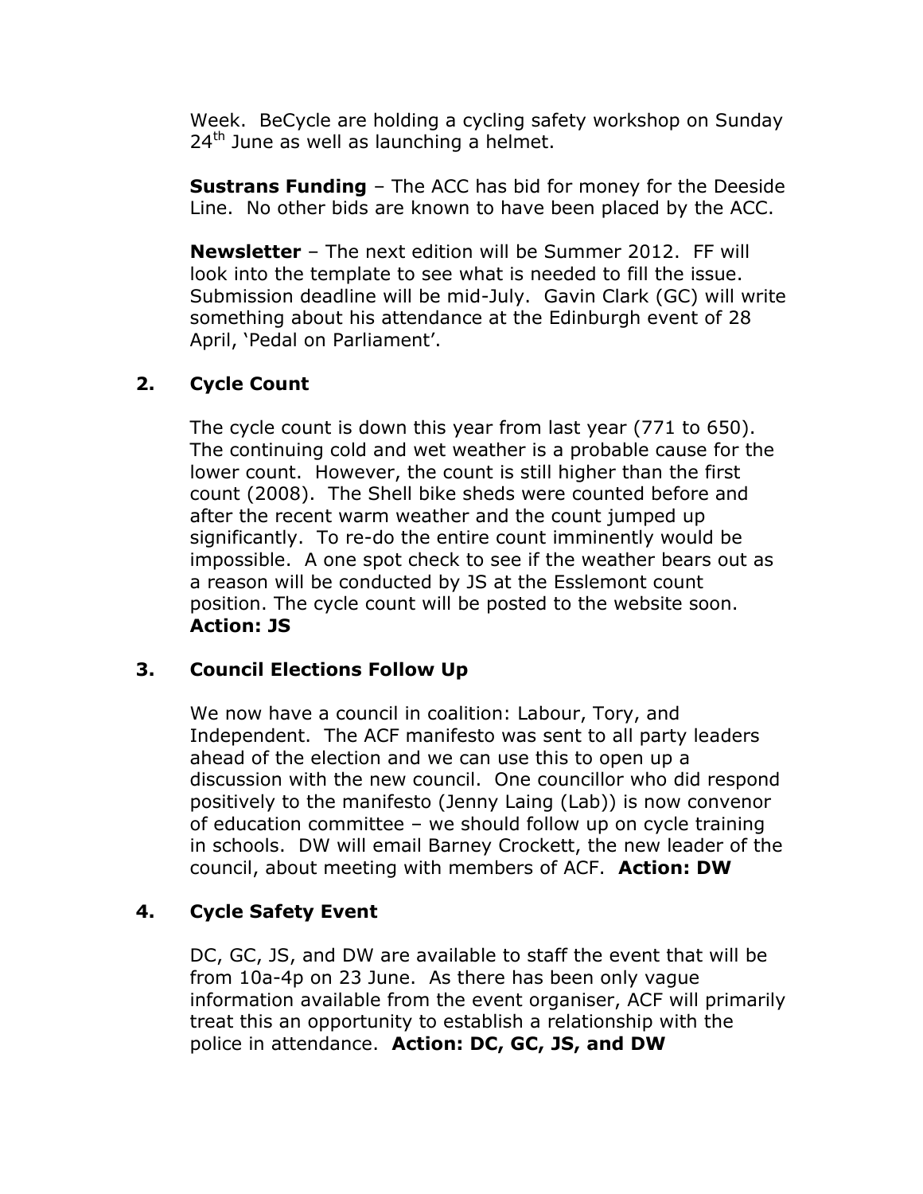Week. BeCycle are holding a cycling safety workshop on Sunday 24th June as well as launching a helmet.

**Sustrans Funding** – The ACC has bid for money for the Deeside Line. No other bids are known to have been placed by the ACC.

**Newsletter** – The next edition will be Summer 2012. FF will look into the template to see what is needed to fill the issue. Submission deadline will be mid-July. Gavin Clark (GC) will write something about his attendance at the Edinburgh event of 28 April, 'Pedal on Parliament'.

## 2. Cycle Count

The cycle count is down this year from last year (771 to 650). The continuing cold and wet weather is a probable cause for the lower count. However, the count is still higher than the first count (2008). The Shell bike sheds were counted before and after the recent warm weather and the count jumped up significantly. To re-do the entire count imminently would be impossible. A one spot check to see if the weather bears out as a reason will be conducted by JS at the Esslemont count position. The cycle count will be posted to the website soon. **Action: JS**

## 3. Council Elections Follow Up

We now have a council in coalition: Labour, Tory, and Independent. The ACF manifesto was sent to all party leaders ahead of the election and we can use this to open up a discussion with the new council. One councillor who did respond positively to the manifesto (Jenny Laing (Lab)) is now convenor of education committee – we should follow up on cycle training in schools. DW will email Barney Crockett, the new leader of the council, about meeting with members of ACF. **Action: DW**

## 4. Cycle Safety Event

DC, GC, JS, and DW are available to staff the event that will be from 10a-4p on 23 June. As there has been only vague information available from the event organiser, ACF will primarily treat this an opportunity to establish a relationship with the police in attendance. **Action: DC, GC, JS, and DW**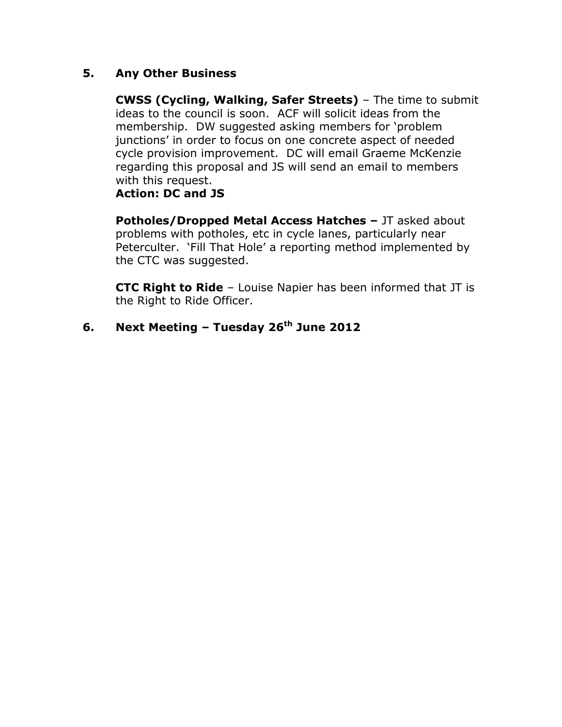## 5. Any Other Business

**CWSS (Cycling, Walking, Safer Streets)** – The time to submit ideas to the council is soon. ACF will solicit ideas from the membership. DW suggested asking members for 'problem junctions' in order to focus on one concrete aspect of needed cycle provision improvement. DC will email Graeme McKenzie regarding this proposal and JS will send an email to members with this request.
**Action: DC and JS**

**Potholes/Dropped Metal Access Hatches –** JT asked about problems with potholes, etc in cycle lanes, particularly near Peterculter. 'Fill That Hole' a reporting method implemented by the CTC was suggested.

**CTC Right to Ride** – Louise Napier has been informed that JT is the Right to Ride Officer.

## 6. Next Meeting – Tuesday 26th June 2012